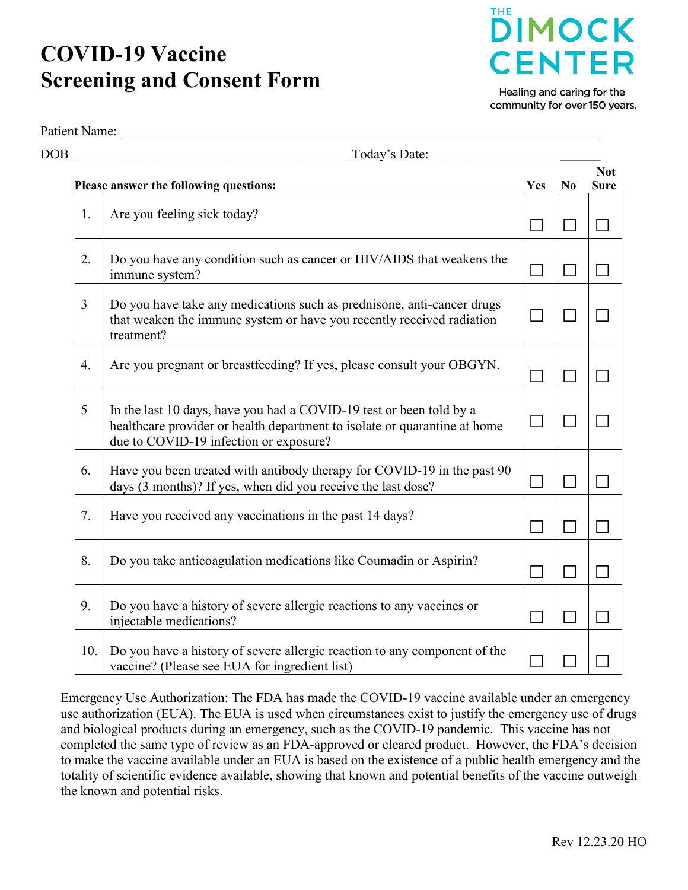# COVID-19 Vaccine Screening and Consent Form

THE DIMOCK CENTER

Healing and caring for the community for over 150 years.

Patient Name: ___________________________________________________________________________

DOB ________________________________________ Today's Date: ________________________

| | **Please answer the following questions:** | **Yes** | **No** | **Not Sure** |
|---|---|---|---|---|
| 1. | Are you feeling sick today? | ☐ | ☐ | ☐ |
| 2. | Do you have any condition such as cancer or HIV/AIDS that weakens the immune system? | ☐ | ☐ | ☐ |
| 3 | Do you have take any medications such as prednisone, anti-cancer drugs that weaken the immune system or have you recently received radiation treatment? | ☐ | ☐ | ☐ |
| 4. | Are you pregnant or breastfeeding? If yes, please consult your OBGYN. | ☐ | ☐ | ☐ |
| 5 | In the last 10 days, have you had a COVID-19 test or been told by a healthcare provider or health department to isolate or quarantine at home due to COVID-19 infection or exposure? | ☐ | ☐ | ☐ |
| 6. | Have you been treated with antibody therapy for COVID-19 in the past 90 days (3 months)? If yes, when did you receive the last dose? | ☐ | ☐ | ☐ |
| 7. | Have you received any vaccinations in the past 14 days? | ☐ | ☐ | ☐ |
| 8. | Do you take anticoagulation medications like Coumadin or Aspirin? | ☐ | ☐ | ☐ |
| 9. | Do you have a history of severe allergic reactions to any vaccines or injectable medications? | ☐ | ☐ | ☐ |
| 10. | Do you have a history of severe allergic reaction to any component of the vaccine? (Please see EUA for ingredient list) | ☐ | ☐ | ☐ |

Emergency Use Authorization: The FDA has made the COVID-19 vaccine available under an emergency use authorization (EUA). The EUA is used when circumstances exist to justify the emergency use of drugs and biological products during an emergency, such as the COVID-19 pandemic. This vaccine has not completed the same type of review as an FDA-approved or cleared product. However, the FDA's decision to make the vaccine available under an EUA is based on the existence of a public health emergency and the totality of scientific evidence available, showing that known and potential benefits of the vaccine outweigh the known and potential risks.

Rev 12.23.20 HO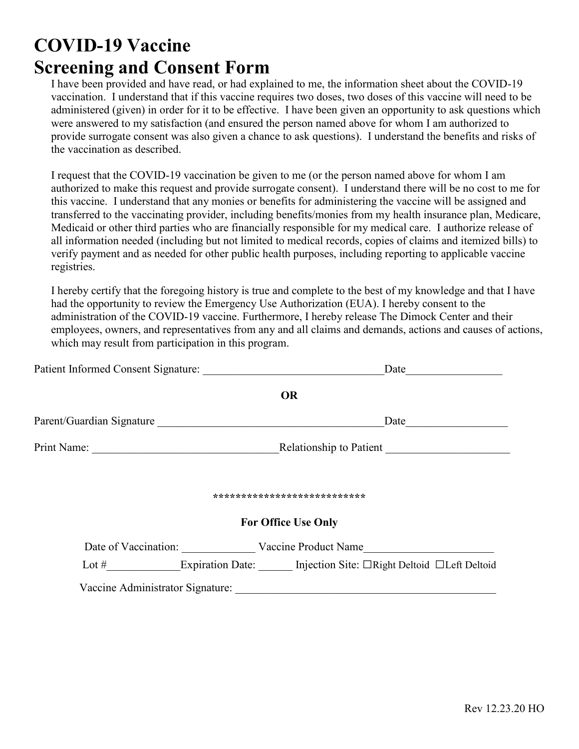# COVID-19 Vaccine
# Screening and Consent Form

I have been provided and have read, or had explained to me, the information sheet about the COVID-19 vaccination. I understand that if this vaccine requires two doses, two doses of this vaccine will need to be administered (given) in order for it to be effective. I have been given an opportunity to ask questions which were answered to my satisfaction (and ensured the person named above for whom I am authorized to provide surrogate consent was also given a chance to ask questions). I understand the benefits and risks of the vaccination as described.

I request that the COVID-19 vaccination be given to me (or the person named above for whom I am authorized to make this request and provide surrogate consent). I understand there will be no cost to me for this vaccine. I understand that any monies or benefits for administering the vaccine will be assigned and transferred to the vaccinating provider, including benefits/monies from my health insurance plan, Medicare, Medicaid or other third parties who are financially responsible for my medical care. I authorize release of all information needed (including but not limited to medical records, copies of claims and itemized bills) to verify payment and as needed for other public health purposes, including reporting to applicable vaccine registries.

I hereby certify that the foregoing history is true and complete to the best of my knowledge and that I have had the opportunity to review the Emergency Use Authorization (EUA). I hereby consent to the administration of the COVID-19 vaccine. Furthermore, I hereby release The Dimock Center and their employees, owners, and representatives from any and all claims and demands, actions and causes of actions, which may result from participation in this program.

Patient Informed Consent Signature: ________________________________ Date_________________

**OR**

Parent/Guardian Signature _______________________________________ Date__________________

Print Name: ________________________________ Relationship to Patient ______________________

***************************

**For Office Use Only**

Date of Vaccination: _____________ Vaccine Product Name_______________________

Lot #_____________ Expiration Date: ______ Injection Site: ☐Right Deltoid ☐Left Deltoid

Vaccine Administrator Signature: _______________________________________________

Rev 12.23.20 HO